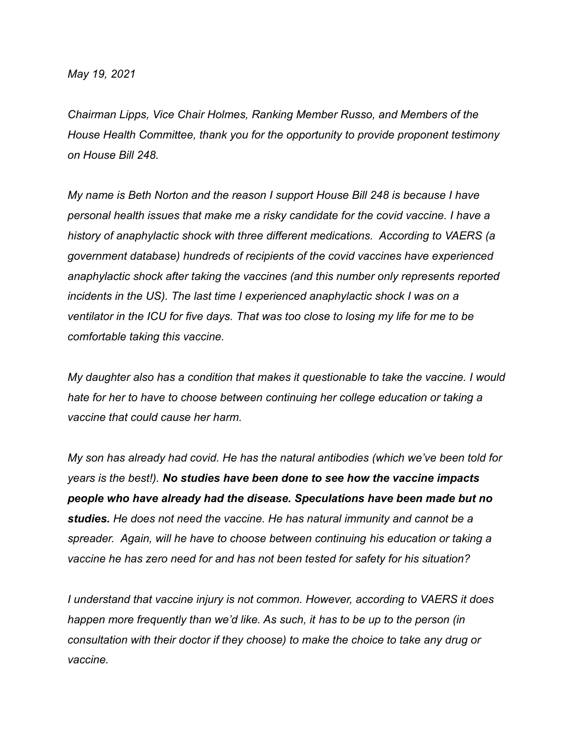*May 19, 2021*

*Chairman Lipps, Vice Chair Holmes, Ranking Member Russo, and Members of the House Health Committee, thank you for the opportunity to provide proponent testimony on House Bill 248.*

*My name is Beth Norton and the reason I support House Bill 248 is because I have personal health issues that make me a risky candidate for the covid vaccine. I have a history of anaphylactic shock with three different medications. According to VAERS (a government database) hundreds of recipients of the covid vaccines have experienced anaphylactic shock after taking the vaccines (and this number only represents reported incidents in the US). The last time I experienced anaphylactic shock I was on a ventilator in the ICU for five days. That was too close to losing my life for me to be comfortable taking this vaccine.*

*My daughter also has a condition that makes it questionable to take the vaccine. I would hate for her to have to choose between continuing her college education or taking a vaccine that could cause her harm.*

*My son has already had covid. He has the natural antibodies (which we've been told for years is the best!).* ***No studies have been done to see how the vaccine impacts people who have already had the disease. Speculations have been made but no studies.*** *He does not need the vaccine. He has natural immunity and cannot be a spreader. Again, will he have to choose between continuing his education or taking a vaccine he has zero need for and has not been tested for safety for his situation?*

*I understand that vaccine injury is not common. However, according to VAERS it does happen more frequently than we'd like. As such, it has to be up to the person (in consultation with their doctor if they choose) to make the choice to take any drug or vaccine.*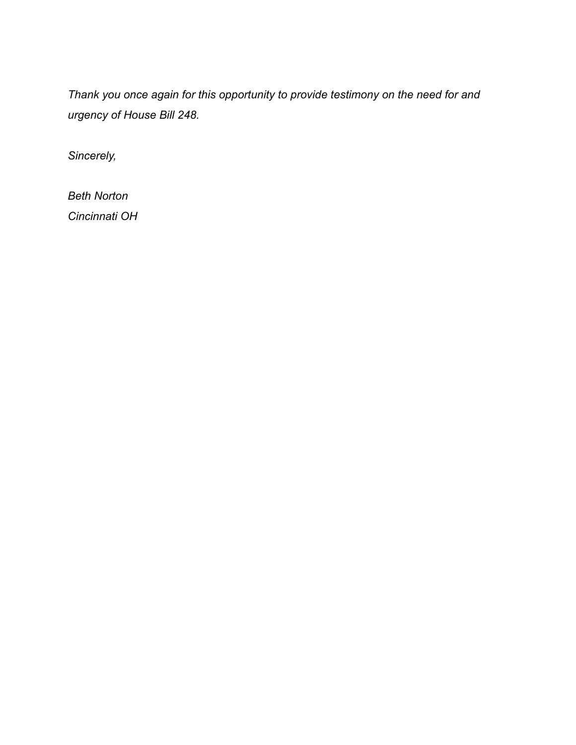*Thank you once again for this opportunity to provide testimony on the need for and urgency of House Bill 248.*

*Sincerely,*

*Beth Norton*
*Cincinnati OH*